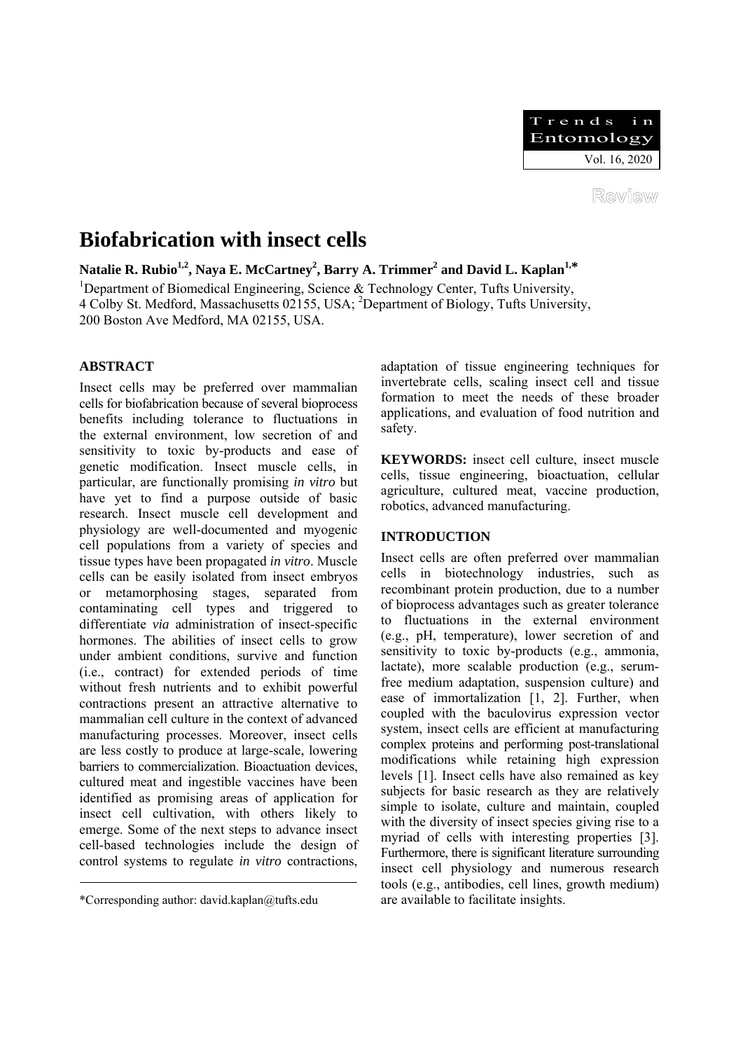Review

# Biofabrication with insect cells

**Natalie R. Rubio[1,2], Naya E. McCartney[2], Barry A. Trimmer[2] and David L. Kaplan[1,*]**

[1]Department of Biomedical Engineering, Science & Technology Center, Tufts University, 4 Colby St. Medford, Massachusetts 02155, USA; [2]Department of Biology, Tufts University, 200 Boston Ave Medford, MA 02155, USA.

## ABSTRACT

Insect cells may be preferred over mammalian cells for biofabrication because of several bioprocess benefits including tolerance to fluctuations in the external environment, low secretion of and sensitivity to toxic by-products and ease of genetic modification. Insect muscle cells, in particular, are functionally promising *in vitro* but have yet to find a purpose outside of basic research. Insect muscle cell development and physiology are well-documented and myogenic cell populations from a variety of species and tissue types have been propagated *in vitro*. Muscle cells can be easily isolated from insect embryos or metamorphosing stages, separated from contaminating cell types and triggered to differentiate *via* administration of insect-specific hormones. The abilities of insect cells to grow under ambient conditions, survive and function (i.e., contract) for extended periods of time without fresh nutrients and to exhibit powerful contractions present an attractive alternative to mammalian cell culture in the context of advanced manufacturing processes. Moreover, insect cells are less costly to produce at large-scale, lowering barriers to commercialization. Bioactuation devices, cultured meat and ingestible vaccines have been identified as promising areas of application for insect cell cultivation, with others likely to emerge. Some of the next steps to advance insect cell-based technologies include the design of control systems to regulate *in vitro* contractions, adaptation of tissue engineering techniques for invertebrate cells, scaling insect cell and tissue formation to meet the needs of these broader applications, and evaluation of food nutrition and safety.

**KEYWORDS:** insect cell culture, insect muscle cells, tissue engineering, bioactuation, cellular agriculture, cultured meat, vaccine production, robotics, advanced manufacturing.

*Corresponding author: david.kaplan@tufts.edu

## INTRODUCTION

Insect cells are often preferred over mammalian cells in biotechnology industries, such as recombinant protein production, due to a number of bioprocess advantages such as greater tolerance to fluctuations in the external environment (e.g., pH, temperature), lower secretion of and sensitivity to toxic by-products (e.g., ammonia, lactate), more scalable production (e.g., serum-free medium adaptation, suspension culture) and ease of immortalization [1, 2]. Further, when coupled with the baculovirus expression vector system, insect cells are efficient at manufacturing complex proteins and performing post-translational modifications while retaining high expression levels [1]. Insect cells have also remained as key subjects for basic research as they are relatively simple to isolate, culture and maintain, coupled with the diversity of insect species giving rise to a myriad of cells with interesting properties [3]. Furthermore, there is significant literature surrounding insect cell physiology and numerous research tools (e.g., antibodies, cell lines, growth medium) are available to facilitate insights.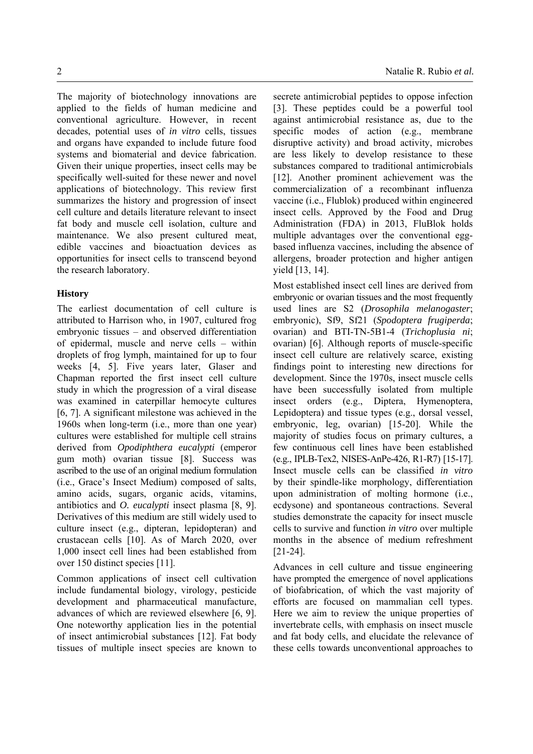The majority of biotechnology innovations are applied to the fields of human medicine and conventional agriculture. However, in recent decades, potential uses of *in vitro* cells, tissues and organs have expanded to include future food systems and biomaterial and device fabrication. Given their unique properties, insect cells may be specifically well-suited for these newer and novel applications of biotechnology. This review first summarizes the history and progression of insect cell culture and details literature relevant to insect fat body and muscle cell isolation, culture and maintenance. We also present cultured meat, edible vaccines and bioactuation devices as opportunities for insect cells to transcend beyond the research laboratory.

## History

The earliest documentation of cell culture is attributed to Harrison who, in 1907, cultured frog embryonic tissues – and observed differentiation of epidermal, muscle and nerve cells – within droplets of frog lymph, maintained for up to four weeks [4, 5]. Five years later, Glaser and Chapman reported the first insect cell culture study in which the progression of a viral disease was examined in caterpillar hemocyte cultures [6, 7]. A significant milestone was achieved in the 1960s when long-term (i.e., more than one year) cultures were established for multiple cell strains derived from *Opodiphthera eucalypti* (emperor gum moth) ovarian tissue [8]. Success was ascribed to the use of an original medium formulation (i.e., Grace's Insect Medium) composed of salts, amino acids, sugars, organic acids, vitamins, antibiotics and *O. eucalypti* insect plasma [8, 9]. Derivatives of this medium are still widely used to culture insect (e.g., dipteran, lepidopteran) and crustacean cells [10]. As of March 2020, over 1,000 insect cell lines had been established from over 150 distinct species [11].

Common applications of insect cell cultivation include fundamental biology, virology, pesticide development and pharmaceutical manufacture, advances of which are reviewed elsewhere [6, 9]. One noteworthy application lies in the potential of insect antimicrobial substances [12]. Fat body tissues of multiple insect species are known to secrete antimicrobial peptides to oppose infection [3]. These peptides could be a powerful tool against antimicrobial resistance as, due to the specific modes of action (e.g., membrane disruptive activity) and broad activity, microbes are less likely to develop resistance to these substances compared to traditional antimicrobials [12]. Another prominent achievement was the commercialization of a recombinant influenza vaccine (i.e., Flublok) produced within engineered insect cells. Approved by the Food and Drug Administration (FDA) in 2013, FluBlok holds multiple advantages over the conventional egg-based influenza vaccines, including the absence of allergens, broader protection and higher antigen yield [13, 14].

Most established insect cell lines are derived from embryonic or ovarian tissues and the most frequently used lines are S2 (*Drosophila melanogaster*; embryonic), Sf9, Sf21 (*Spodoptera frugiperda*; ovarian) and BTI-TN-5B1-4 (*Trichoplusia ni*; ovarian) [6]. Although reports of muscle-specific insect cell culture are relatively scarce, existing findings point to interesting new directions for development. Since the 1970s, insect muscle cells have been successfully isolated from multiple insect orders (e.g., Diptera, Hymenoptera, Lepidoptera) and tissue types (e.g., dorsal vessel, embryonic, leg, ovarian) [15-20]. While the majority of studies focus on primary cultures, a few continuous cell lines have been established (e.g., IPLB-Tex2, NISES-AnPe-426, R1-R7) [15-17]. Insect muscle cells can be classified *in vitro* by their spindle-like morphology, differentiation upon administration of molting hormone (i.e., ecdysone) and spontaneous contractions. Several studies demonstrate the capacity for insect muscle cells to survive and function *in vitro* over multiple months in the absence of medium refreshment [21-24].

Advances in cell culture and tissue engineering have prompted the emergence of novel applications of biofabrication, of which the vast majority of efforts are focused on mammalian cell types. Here we aim to review the unique properties of invertebrate cells, with emphasis on insect muscle and fat body cells, and elucidate the relevance of these cells towards unconventional approaches to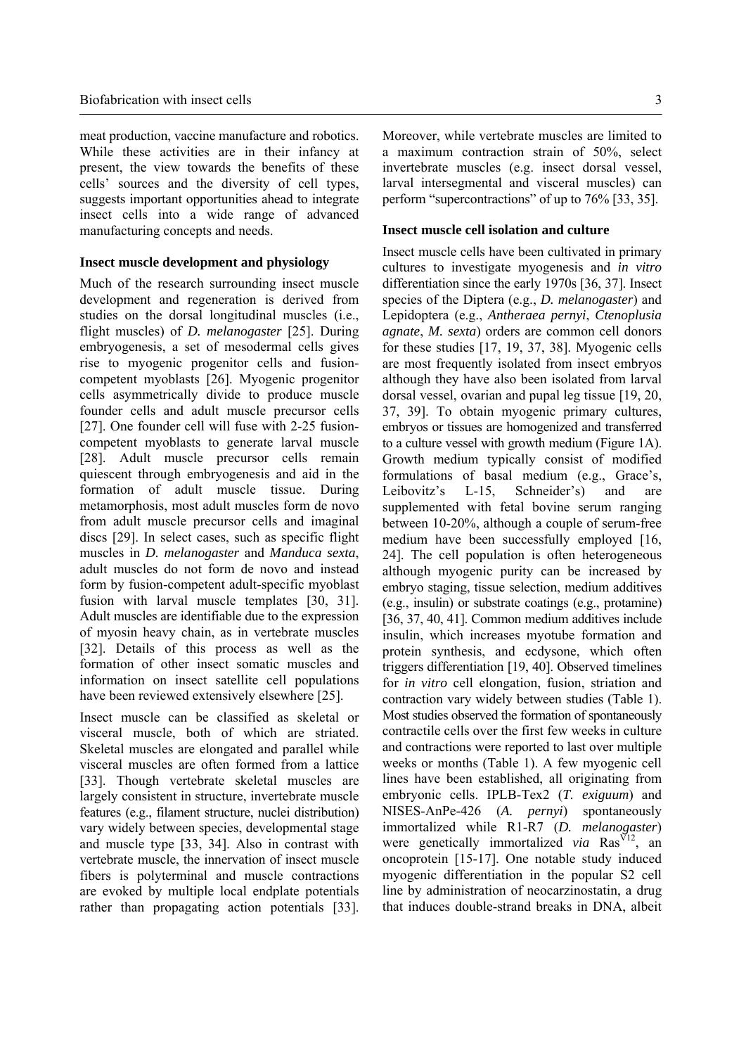meat production, vaccine manufacture and robotics. While these activities are in their infancy at present, the view towards the benefits of these cells' sources and the diversity of cell types, suggests important opportunities ahead to integrate insect cells into a wide range of advanced manufacturing concepts and needs.

### Insect muscle development and physiology

Much of the research surrounding insect muscle development and regeneration is derived from studies on the dorsal longitudinal muscles (i.e., flight muscles) of *D. melanogaster* [25]. During embryogenesis, a set of mesodermal cells gives rise to myogenic progenitor cells and fusion-competent myoblasts [26]. Myogenic progenitor cells asymmetrically divide to produce muscle founder cells and adult muscle precursor cells [27]. One founder cell will fuse with 2-25 fusion-competent myoblasts to generate larval muscle [28]. Adult muscle precursor cells remain quiescent through embryogenesis and aid in the formation of adult muscle tissue. During metamorphosis, most adult muscles form de novo from adult muscle precursor cells and imaginal discs [29]. In select cases, such as specific flight muscles in *D. melanogaster* and *Manduca sexta*, adult muscles do not form de novo and instead form by fusion-competent adult-specific myoblast fusion with larval muscle templates [30, 31]. Adult muscles are identifiable due to the expression of myosin heavy chain, as in vertebrate muscles [32]. Details of this process as well as the formation of other insect somatic muscles and information on insect satellite cell populations have been reviewed extensively elsewhere [25].

Insect muscle can be classified as skeletal or visceral muscle, both of which are striated. Skeletal muscles are elongated and parallel while visceral muscles are often formed from a lattice [33]. Though vertebrate skeletal muscles are largely consistent in structure, invertebrate muscle features (e.g., filament structure, nuclei distribution) vary widely between species, developmental stage and muscle type [33, 34]. Also in contrast with vertebrate muscle, the innervation of insect muscle fibers is polyterminal and muscle contractions are evoked by multiple local endplate potentials rather than propagating action potentials [33]. Moreover, while vertebrate muscles are limited to a maximum contraction strain of 50%, select invertebrate muscles (e.g. insect dorsal vessel, larval intersegmental and visceral muscles) can perform "supercontractions" of up to 76% [33, 35].

### Insect muscle cell isolation and culture

Insect muscle cells have been cultivated in primary cultures to investigate myogenesis and *in vitro* differentiation since the early 1970s [36, 37]. Insect species of the Diptera (e.g., *D. melanogaster*) and Lepidoptera (e.g., *Antheraea pernyi*, *Ctenoplusia agnate*, *M. sexta*) orders are common cell donors for these studies [17, 19, 37, 38]. Myogenic cells are most frequently isolated from insect embryos although they have also been isolated from larval dorsal vessel, ovarian and pupal leg tissue [19, 20, 37, 39]. To obtain myogenic primary cultures, embryos or tissues are homogenized and transferred to a culture vessel with growth medium (Figure 1A). Growth medium typically consist of modified formulations of basal medium (e.g., Grace's, Leibovitz's L-15, Schneider's) and are supplemented with fetal bovine serum ranging between 10-20%, although a couple of serum-free medium have been successfully employed [16, 24]. The cell population is often heterogeneous although myogenic purity can be increased by embryo staging, tissue selection, medium additives (e.g., insulin) or substrate coatings (e.g., protamine) [36, 37, 40, 41]. Common medium additives include insulin, which increases myotube formation and protein synthesis, and ecdysone, which often triggers differentiation [19, 40]. Observed timelines for *in vitro* cell elongation, fusion, striation and contraction vary widely between studies (Table 1). Most studies observed the formation of spontaneously contractile cells over the first few weeks in culture and contractions were reported to last over multiple weeks or months (Table 1). A few myogenic cell lines have been established, all originating from embryonic cells. IPLB-Tex2 (*T. exiguum*) and NISES-AnPe-426 (*A. pernyi*) spontaneously immortalized while R1-R7 (*D. melanogaster*) were genetically immortalized *via* $Ras^{V12}$, an oncoprotein [15-17]. One notable study induced myogenic differentiation in the popular S2 cell line by administration of neocarzinostatin, a drug that induces double-strand breaks in DNA, albeit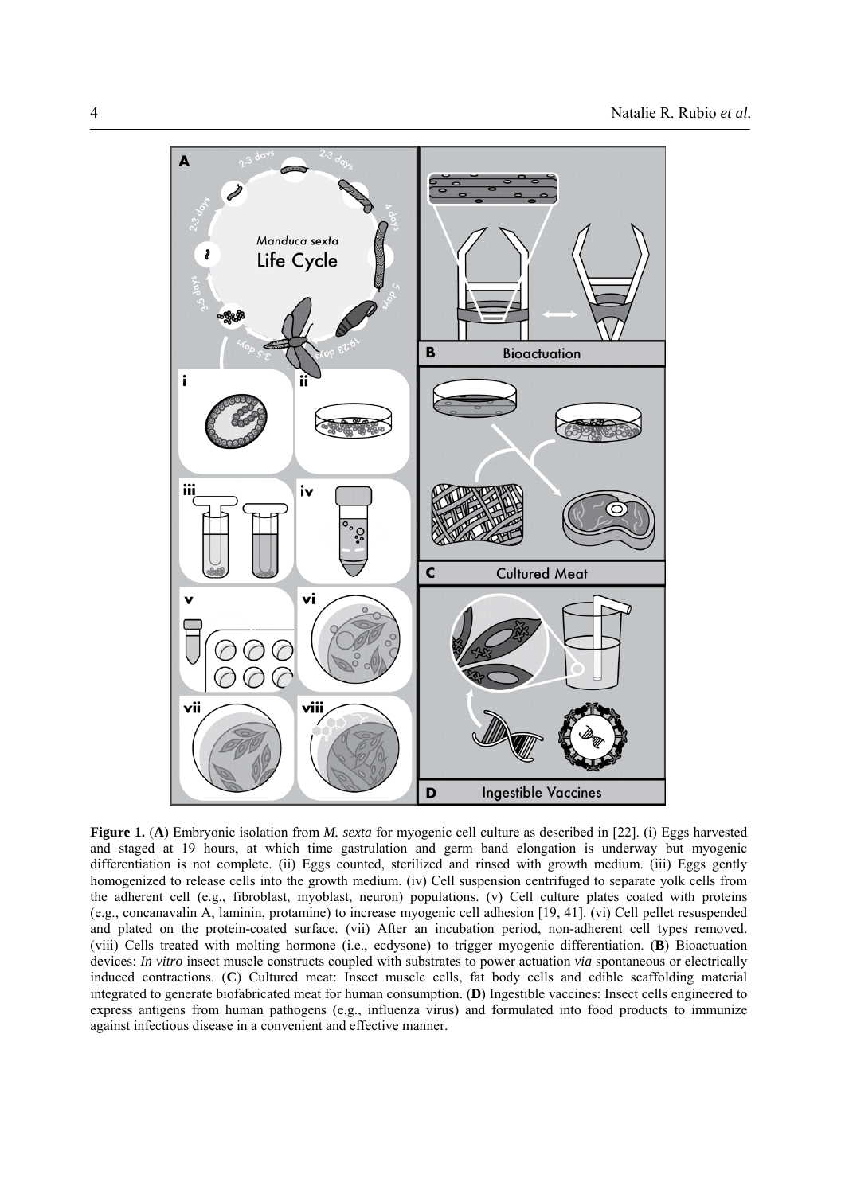**Figure 1.** (**A**) Embryonic isolation from *M. sexta* for myogenic cell culture as described in [22]. (i) Eggs harvested and staged at 19 hours, at which time gastrulation and germ band elongation is underway but myogenic differentiation is not complete. (ii) Eggs counted, sterilized and rinsed with growth medium. (iii) Eggs gently homogenized to release cells into the growth medium. (iv) Cell suspension centrifuged to separate yolk cells from the adherent cell (e.g., fibroblast, myoblast, neuron) populations. (v) Cell culture plates coated with proteins (e.g., concanavalin A, laminin, protamine) to increase myogenic cell adhesion [19, 41]. (vi) Cell pellet resuspended and plated on the protein-coated surface. (vii) After an incubation period, non-adherent cell types removed. (viii) Cells treated with molting hormone (i.e., ecdysone) to trigger myogenic differentiation. (**B**) Bioactuation devices: *In vitro* insect muscle constructs coupled with substrates to power actuation *via* spontaneous or electrically induced contractions. (**C**) Cultured meat: Insect muscle cells, fat body cells and edible scaffolding material integrated to generate biofabricated meat for human consumption. (**D**) Ingestible vaccines: Insect cells engineered to express antigens from human pathogens (e.g., influenza virus) and formulated into food products to immunize against infectious disease in a convenient and effective manner.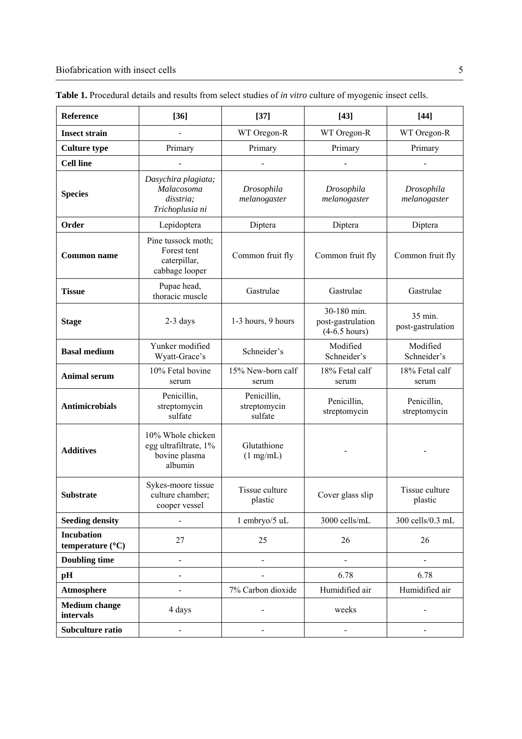**Table 1.** Procedural details and results from select studies of *in vitro* culture of myogenic insect cells.

| Reference | [36] | [37] | [43] | [44] |
|---|---|---|---|---|
| **Insect strain** | - | WT Oregon-R | WT Oregon-R | WT Oregon-R |
| **Culture type** | Primary | Primary | Primary | Primary |
| **Cell line** | - | - | - | - |
| **Species** | *Dasychira plagiata; Malacosoma disstria; Trichoplusia ni* | *Drosophila melanogaster* | *Drosophila melanogaster* | *Drosophila melanogaster* |
| **Order** | Lepidoptera | Diptera | Diptera | Diptera |
| **Common name** | Pine tussock moth; Forest tent caterpillar, cabbage looper | Common fruit fly | Common fruit fly | Common fruit fly |
| **Tissue** | Pupae head, thoracic muscle | Gastrulae | Gastrulae | Gastrulae |
| **Stage** | 2-3 days | 1-3 hours, 9 hours | 30-180 min. post-gastrulation (4-6.5 hours) | 35 min. post-gastrulation |
| **Basal medium** | Yunker modified Wyatt-Grace's | Schneider's | Modified Schneider's | Modified Schneider's |
| **Animal serum** | 10% Fetal bovine serum | 15% New-born calf serum | 18% Fetal calf serum | 18% Fetal calf serum |
| **Antimicrobials** | Penicillin, streptomycin sulfate | Penicillin, streptomycin sulfate | Penicillin, streptomycin | Penicillin, streptomycin |
| **Additives** | 10% Whole chicken egg ultrafiltrate, 1% bovine plasma albumin | Glutathione (1 mg/mL) | - | - |
| **Substrate** | Sykes-moore tissue culture chamber; cooper vessel | Tissue culture plastic | Cover glass slip | Tissue culture plastic |
| **Seeding density** | - | 1 embryo/5 uL | 3000 cells/mL | 300 cells/0.3 mL |
| **Incubation temperature (°C)** | 27 | 25 | 26 | 26 |
| **Doubling time** | - | - | - | - |
| **pH** | - | - | 6.78 | 6.78 |
| **Atmosphere** | - | 7% Carbon dioxide | Humidified air | Humidified air |
| **Medium change intervals** | 4 days | - | weeks | - |
| **Subculture ratio** | - | - | - | - |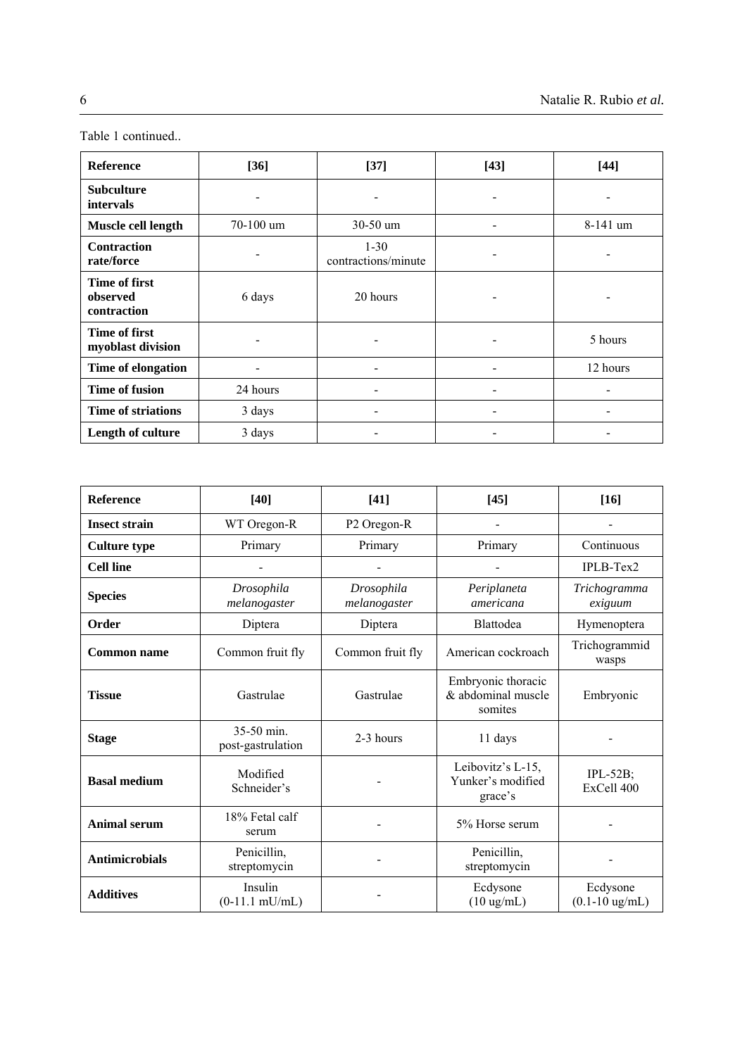Table 1 continued..

| Reference | [36] | [37] | [43] | [44] |
|---|---|---|---|---|
| **Subculture intervals** | - | - | - | - |
| **Muscle cell length** | 70-100 um | 30-50 um | - | 8-141 um |
| **Contraction rate/force** | - | 1-30 contractions/minute | - | - |
| **Time of first observed contraction** | 6 days | 20 hours | - | - |
| **Time of first myoblast division** | - | - | - | 5 hours |
| **Time of elongation** | - | - | - | 12 hours |
| **Time of fusion** | 24 hours | - | - | - |
| **Time of striations** | 3 days | - | - | - |
| **Length of culture** | 3 days | - | - | - |

| Reference | [40] | [41] | [45] | [16] |
|---|---|---|---|---|
| **Insect strain** | WT Oregon-R | P2 Oregon-R | - | - |
| **Culture type** | Primary | Primary | Primary | Continuous |
| **Cell line** | - | - | - | IPLB-Tex2 |
| **Species** | *Drosophila melanogaster* | *Drosophila melanogaster* | *Periplaneta americana* | *Trichogramma exiguum* |
| **Order** | Diptera | Diptera | Blattodea | Hymenoptera |
| **Common name** | Common fruit fly | Common fruit fly | American cockroach | Trichogrammid wasps |
| **Tissue** | Gastrulae | Gastrulae | Embryonic thoracic & abdominal muscle somites | Embryonic |
| **Stage** | 35-50 min. post-gastrulation | 2-3 hours | 11 days | - |
| **Basal medium** | Modified Schneider's | - | Leibovitz's L-15, Yunker's modified grace's | IPL-52B; ExCell 400 |
| **Animal serum** | 18% Fetal calf serum | - | 5% Horse serum | - |
| **Antimicrobials** | Penicillin, streptomycin | - | Penicillin, streptomycin | - |
| **Additives** | Insulin (0-11.1 mU/mL) | - | Ecdysone (10 ug/mL) | Ecdysone (0.1-10 ug/mL) |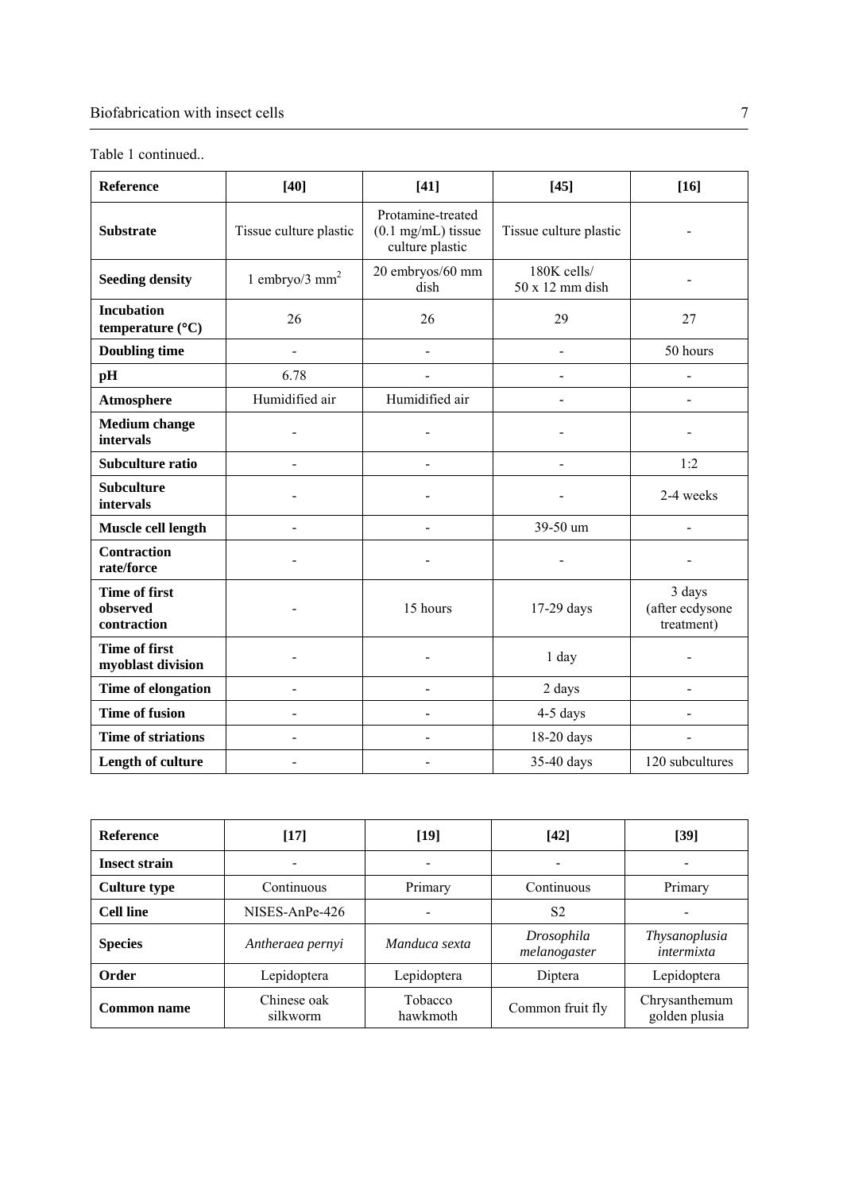Table 1 continued..

| Reference | [40] | [41] | [45] | [16] |
| --- | --- | --- | --- | --- |
| Substrate | Tissue culture plastic | Protamine-treated (0.1 mg/mL) tissue culture plastic | Tissue culture plastic | - |
| Seeding density | 1 embryo/3 $mm^2$ | 20 embryos/60 mm dish | 180K cells/ 50 x 12 mm dish | - |
| Incubation temperature (°C) | 26 | 26 | 29 | 27 |
| Doubling time | - | - | - | 50 hours |
| pH | 6.78 | - | - | - |
| Atmosphere | Humidified air | Humidified air | - | - |
| Medium change intervals | - | - | - | - |
| Subculture ratio | - | - | - | 1:2 |
| Subculture intervals | - | - | - | 2-4 weeks |
| Muscle cell length | - | - | 39-50 um | - |
| Contraction rate/force | - | - | - | - |
| Time of first observed contraction | - | 15 hours | 17-29 days | 3 days (after ecdysone treatment) |
| Time of first myoblast division | - | - | 1 day | - |
| Time of elongation | - | - | 2 days | - |
| Time of fusion | - | - | 4-5 days | - |
| Time of striations | - | - | 18-20 days | - |
| Length of culture | - | - | 35-40 days | 120 subcultures |

| Reference | [17] | [19] | [42] | [39] |
| --- | --- | --- | --- | --- |
| Insect strain | - | - | - | - |
| Culture type | Continuous | Primary | Continuous | Primary |
| Cell line | NISES-AnPe-426 | - | S2 | - |
| Species | *Antheraea pernyi* | *Manduca sexta* | *Drosophila melanogaster* | *Thysanoplusia intermixta* |
| Order | Lepidoptera | Lepidoptera | Diptera | Lepidoptera |
| Common name | Chinese oak silkworm | Tobacco hawkmoth | Common fruit fly | Chrysanthemum golden plusia |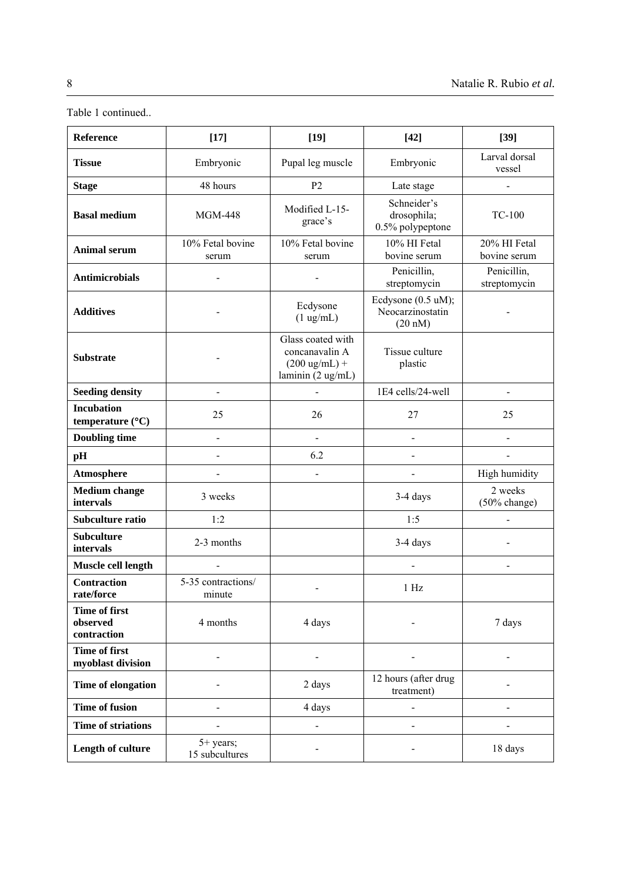Table 1 continued..

| Reference | [17] | [19] | [42] | [39] |
|---|---|---|---|---|
| **Tissue** | Embryonic | Pupal leg muscle | Embryonic | Larval dorsal vessel |
| **Stage** | 48 hours | P2 | Late stage | - |
| **Basal medium** | MGM-448 | Modified L-15-grace's | Schneider's drosophila; 0.5% polypeptone | TC-100 |
| **Animal serum** | 10% Fetal bovine serum | 10% Fetal bovine serum | 10% HI Fetal bovine serum | 20% HI Fetal bovine serum |
| **Antimicrobials** | - | - | Penicillin, streptomycin | Penicillin, streptomycin |
| **Additives** | - | Ecdysone (1 ug/mL) | Ecdysone (0.5 uM); Neocarzinostatin (20 nM) | - |
| **Substrate** | - | Glass coated with concanavalin A (200 ug/mL) + laminin (2 ug/mL) | Tissue culture plastic | |
| **Seeding density** | - | - | 1E4 cells/24-well | - |
| **Incubation temperature (°C)** | 25 | 26 | 27 | 25 |
| **Doubling time** | - | - | - | - |
| **pH** | - | 6.2 | - | - |
| **Atmosphere** | - | - | - | High humidity |
| **Medium change intervals** | 3 weeks | | 3-4 days | 2 weeks (50% change) |
| **Subculture ratio** | 1:2 | | 1:5 | - |
| **Subculture intervals** | 2-3 months | | 3-4 days | - |
| **Muscle cell length** | - | | - | - |
| **Contraction rate/force** | 5-35 contractions/minute | - | 1 Hz | |
| **Time of first observed contraction** | 4 months | 4 days | - | 7 days |
| **Time of first myoblast division** | - | - | - | - |
| **Time of elongation** | - | 2 days | 12 hours (after drug treatment) | - |
| **Time of fusion** | - | 4 days | - | - |
| **Time of striations** | - | - | - | - |
| **Length of culture** | 5+ years; 15 subcultures | - | - | 18 days |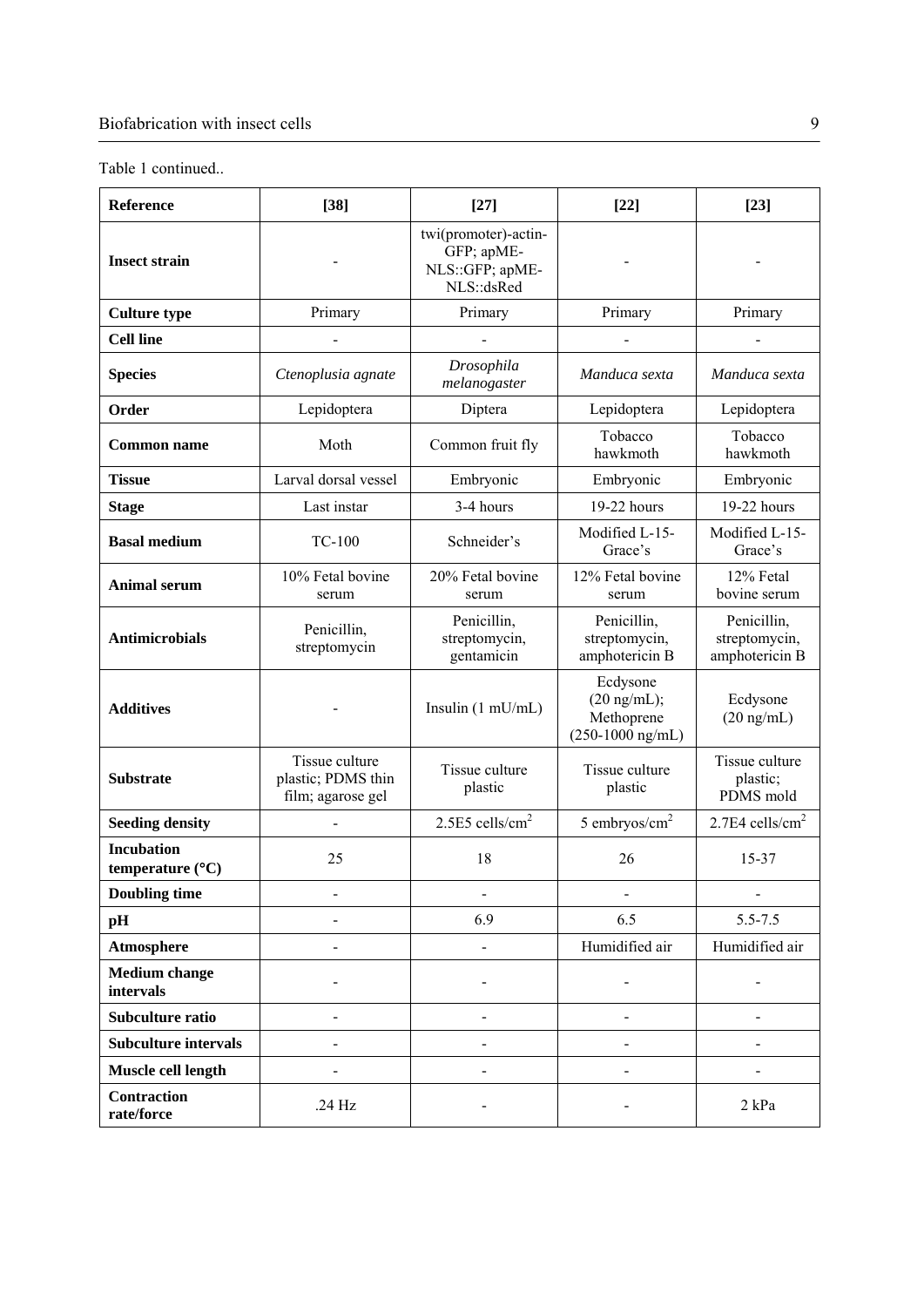Table 1 continued..

| Reference | [38] | [27] | [22] | [23] |
|---|---|---|---|---|
| **Insect strain** | - | twi(promoter)-actin-GFP; apME-NLS::GFP; apME-NLS::dsRed | - | - |
| **Culture type** | Primary | Primary | Primary | Primary |
| **Cell line** | - | - | - | - |
| **Species** | *Ctenoplusia agnate* | *Drosophila melanogaster* | *Manduca sexta* | *Manduca sexta* |
| **Order** | Lepidoptera | Diptera | Lepidoptera | Lepidoptera |
| **Common name** | Moth | Common fruit fly | Tobacco hawkmoth | Tobacco hawkmoth |
| **Tissue** | Larval dorsal vessel | Embryonic | Embryonic | Embryonic |
| **Stage** | Last instar | 3-4 hours | 19-22 hours | 19-22 hours |
| **Basal medium** | TC-100 | Schneider's | Modified L-15-Grace's | Modified L-15-Grace's |
| **Animal serum** | 10% Fetal bovine serum | 20% Fetal bovine serum | 12% Fetal bovine serum | 12% Fetal bovine serum |
| **Antimicrobials** | Penicillin, streptomycin | Penicillin, streptomycin, gentamicin | Penicillin, streptomycin, amphotericin B | Penicillin, streptomycin, amphotericin B |
| **Additives** | - | Insulin (1 mU/mL) | Ecdysone (20 ng/mL); Methoprene (250-1000 ng/mL) | Ecdysone (20 ng/mL) |
| **Substrate** | Tissue culture plastic; PDMS thin film; agarose gel | Tissue culture plastic | Tissue culture plastic | Tissue culture plastic; PDMS mold |
| **Seeding density** | - | 2.5E5 cells/cm$^2$ | 5 embryos/cm$^2$ | 2.7E4 cells/cm$^2$ |
| **Incubation temperature (°C)** | 25 | 18 | 26 | 15-37 |
| **Doubling time** | - | - | - | - |
| **pH** | - | 6.9 | 6.5 | 5.5-7.5 |
| **Atmosphere** | - | - | Humidified air | Humidified air |
| **Medium change intervals** | - | - | - | - |
| **Subculture ratio** | - | - | - | - |
| **Subculture intervals** | - | - | - | - |
| **Muscle cell length** | - | - | - | - |
| **Contraction rate/force** | .24 Hz | - | - | 2 kPa |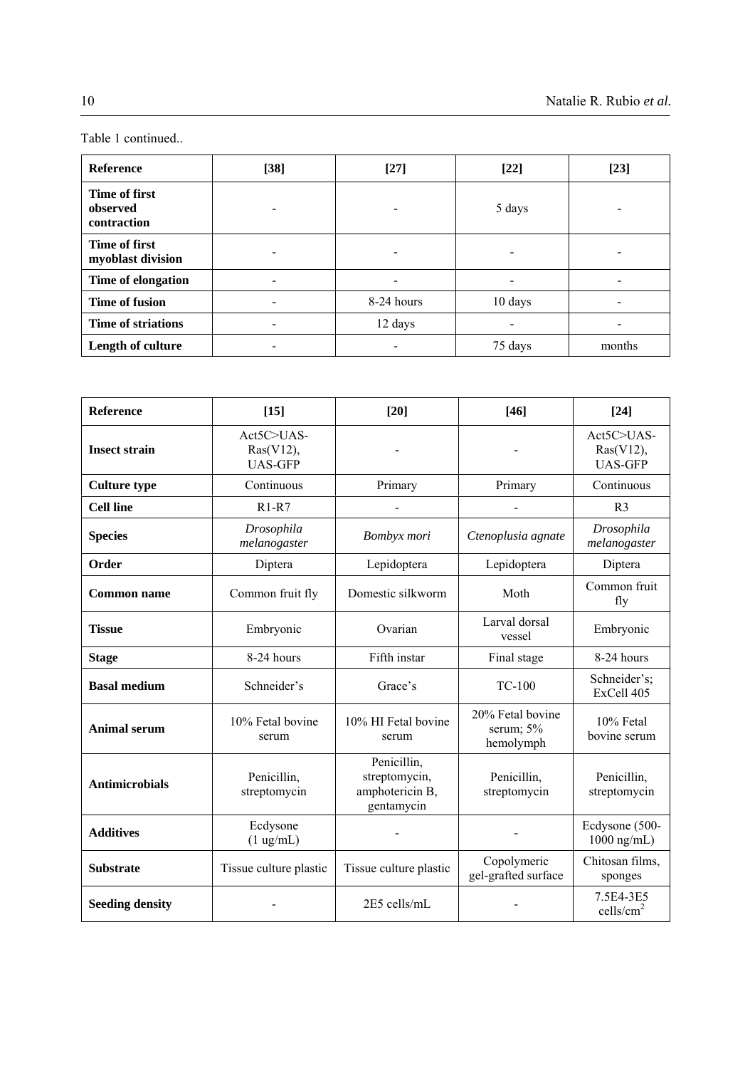Table 1 continued..

| Reference | [38] | [27] | [22] | [23] |
|---|---|---|---|---|
| **Time of first observed contraction** | - | - | 5 days | - |
| **Time of first myoblast division** | - | - | - | - |
| **Time of elongation** | - | - | - | - |
| **Time of fusion** | - | 8-24 hours | 10 days | - |
| **Time of striations** | - | 12 days | - | - |
| **Length of culture** | - | - | 75 days | months |

| Reference | [15] | [20] | [46] | [24] |
|---|---|---|---|---|
| **Insect strain** | Act5C>UAS-Ras(V12), UAS-GFP | - | - | Act5C>UAS-Ras(V12), UAS-GFP |
| **Culture type** | Continuous | Primary | Primary | Continuous |
| **Cell line** | R1-R7 | - | - | R3 |
| **Species** | *Drosophila melanogaster* | *Bombyx mori* | *Ctenoplusia agnate* | *Drosophila melanogaster* |
| **Order** | Diptera | Lepidoptera | Lepidoptera | Diptera |
| **Common name** | Common fruit fly | Domestic silkworm | Moth | Common fruit fly |
| **Tissue** | Embryonic | Ovarian | Larval dorsal vessel | Embryonic |
| **Stage** | 8-24 hours | Fifth instar | Final stage | 8-24 hours |
| **Basal medium** | Schneider's | Grace's | TC-100 | Schneider's; ExCell 405 |
| **Animal serum** | 10% Fetal bovine serum | 10% HI Fetal bovine serum | 20% Fetal bovine serum; 5% hemolymph | 10% Fetal bovine serum |
| **Antimicrobials** | Penicillin, streptomycin | Penicillin, streptomycin, amphotericin B, gentamycin | Penicillin, streptomycin | Penicillin, streptomycin |
| **Additives** | Ecdysone (1 ug/mL) | - | - | Ecdysone (500-1000 ng/mL) |
| **Substrate** | Tissue culture plastic | Tissue culture plastic | Copolymeric gel-grafted surface | Chitosan films, sponges |
| **Seeding density** | - | 2E5 cells/mL | - | 7.5E4-3E5 cells/cm$^2$ |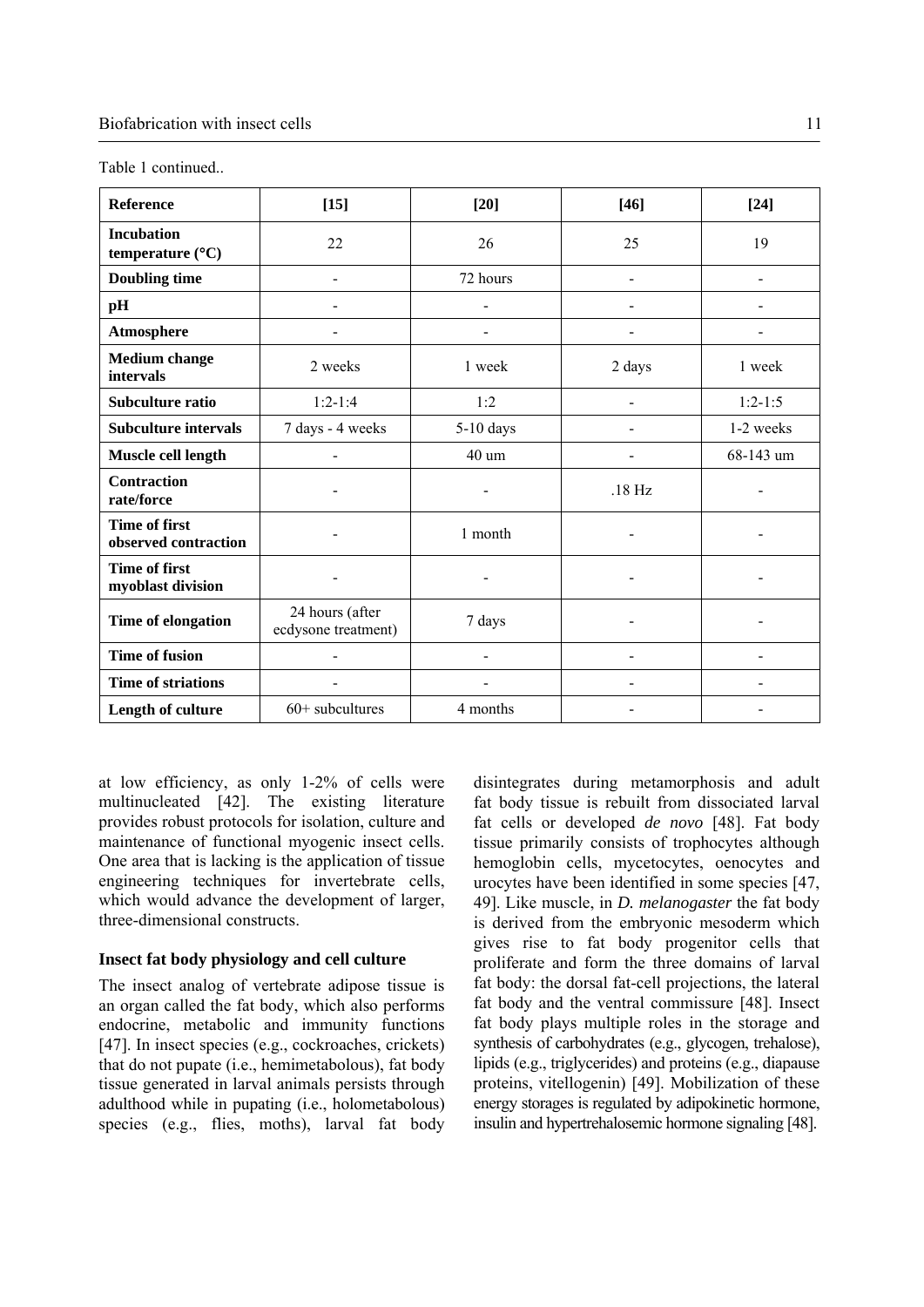Table 1 continued..

| Reference | [15] | [20] | [46] | [24] |
|---|---|---|---|---|
| **Incubation temperature (°C)** | 22 | 26 | 25 | 19 |
| **Doubling time** | - | 72 hours | - | - |
| **pH** | - | - | - | - |
| **Atmosphere** | - | - | - | - |
| **Medium change intervals** | 2 weeks | 1 week | 2 days | 1 week |
| **Subculture ratio** | 1:2-1:4 | 1:2 | - | 1:2-1:5 |
| **Subculture intervals** | 7 days - 4 weeks | 5-10 days | - | 1-2 weeks |
| **Muscle cell length** | - | 40 um | - | 68-143 um |
| **Contraction rate/force** | - | - | .18 Hz | - |
| **Time of first observed contraction** | - | 1 month | - | - |
| **Time of first myoblast division** | - | - | - | - |
| **Time of elongation** | 24 hours (after ecdysone treatment) | 7 days | - | - |
| **Time of fusion** | - | - | - | - |
| **Time of striations** | - | - | - | - |
| **Length of culture** | 60+ subcultures | 4 months | - | - |

at low efficiency, as only 1-2% of cells were multinucleated [42]. The existing literature provides robust protocols for isolation, culture and maintenance of functional myogenic insect cells. One area that is lacking is the application of tissue engineering techniques for invertebrate cells, which would advance the development of larger, three-dimensional constructs.

### Insect fat body physiology and cell culture

The insect analog of vertebrate adipose tissue is an organ called the fat body, which also performs endocrine, metabolic and immunity functions [47]. In insect species (e.g., cockroaches, crickets) that do not pupate (i.e., hemimetabolous), fat body tissue generated in larval animals persists through adulthood while in pupating (i.e., holometabolous) species (e.g., flies, moths), larval fat body disintegrates during metamorphosis and adult fat body tissue is rebuilt from dissociated larval fat cells or developed *de novo* [48]. Fat body tissue primarily consists of trophocytes although hemoglobin cells, mycetocytes, oenocytes and urocytes have been identified in some species [47, 49]. Like muscle, in *D. melanogaster* the fat body is derived from the embryonic mesoderm which gives rise to fat body progenitor cells that proliferate and form the three domains of larval fat body: the dorsal fat-cell projections, the lateral fat body and the ventral commissure [48]. Insect fat body plays multiple roles in the storage and synthesis of carbohydrates (e.g., glycogen, trehalose), lipids (e.g., triglycerides) and proteins (e.g., diapause proteins, vitellogenin) [49]. Mobilization of these energy storages is regulated by adipokinetic hormone, insulin and hypertrehalosemic hormone signaling [48].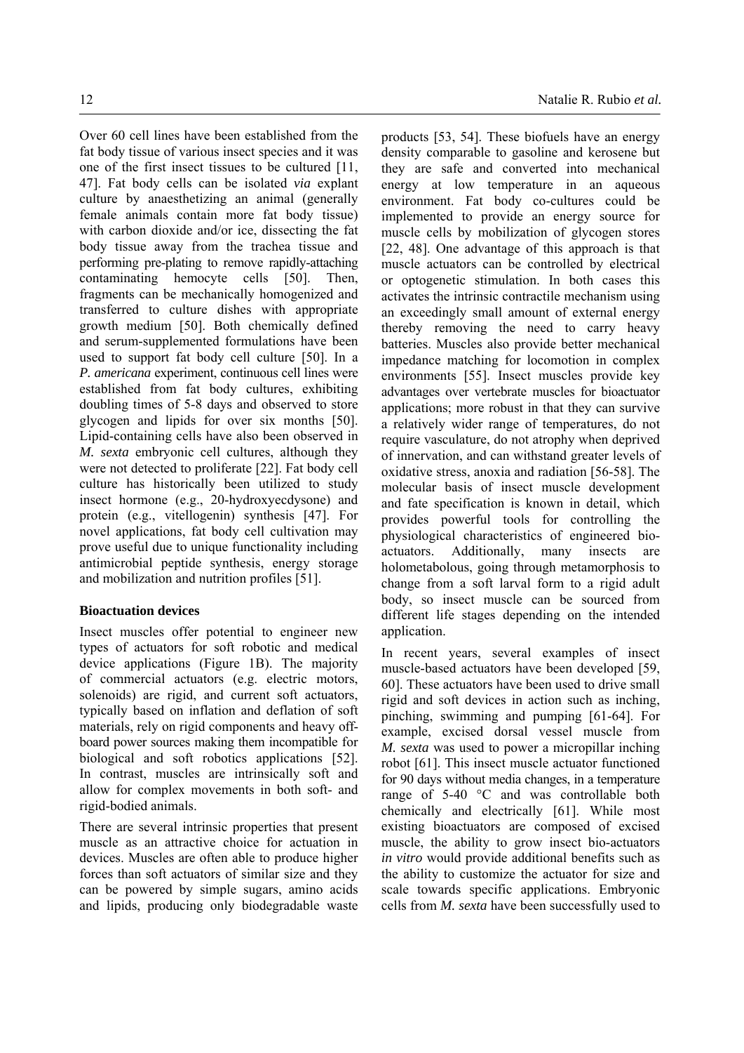Over 60 cell lines have been established from the fat body tissue of various insect species and it was one of the first insect tissues to be cultured [11, 47]. Fat body cells can be isolated *via* explant culture by anaesthetizing an animal (generally female animals contain more fat body tissue) with carbon dioxide and/or ice, dissecting the fat body tissue away from the trachea tissue and performing pre-plating to remove rapidly-attaching contaminating hemocyte cells [50]. Then, fragments can be mechanically homogenized and transferred to culture dishes with appropriate growth medium [50]. Both chemically defined and serum-supplemented formulations have been used to support fat body cell culture [50]. In a *P. americana* experiment, continuous cell lines were established from fat body cultures, exhibiting doubling times of 5-8 days and observed to store glycogen and lipids for over six months [50]. Lipid-containing cells have also been observed in *M. sexta* embryonic cell cultures, although they were not detected to proliferate [22]. Fat body cell culture has historically been utilized to study insect hormone (e.g., 20-hydroxyecdysone) and protein (e.g., vitellogenin) synthesis [47]. For novel applications, fat body cell cultivation may prove useful due to unique functionality including antimicrobial peptide synthesis, energy storage and mobilization and nutrition profiles [51].

**Bioactuation devices**

Insect muscles offer potential to engineer new types of actuators for soft robotic and medical device applications (Figure 1B). The majority of commercial actuators (e.g. electric motors, solenoids) are rigid, and current soft actuators, typically based on inflation and deflation of soft materials, rely on rigid components and heavy off-board power sources making them incompatible for biological and soft robotics applications [52]. In contrast, muscles are intrinsically soft and allow for complex movements in both soft- and rigid-bodied animals.

There are several intrinsic properties that present muscle as an attractive choice for actuation in devices. Muscles are often able to produce higher forces than soft actuators of similar size and they can be powered by simple sugars, amino acids and lipids, producing only biodegradable waste products [53, 54]. These biofuels have an energy density comparable to gasoline and kerosene but they are safe and converted into mechanical energy at low temperature in an aqueous environment. Fat body co-cultures could be implemented to provide an energy source for muscle cells by mobilization of glycogen stores [22, 48]. One advantage of this approach is that muscle actuators can be controlled by electrical or optogenetic stimulation. In both cases this activates the intrinsic contractile mechanism using an exceedingly small amount of external energy thereby removing the need to carry heavy batteries. Muscles also provide better mechanical impedance matching for locomotion in complex environments [55]. Insect muscles provide key advantages over vertebrate muscles for bioactuator applications; more robust in that they can survive a relatively wider range of temperatures, do not require vasculature, do not atrophy when deprived of innervation, and can withstand greater levels of oxidative stress, anoxia and radiation [56-58]. The molecular basis of insect muscle development and fate specification is known in detail, which provides powerful tools for controlling the physiological characteristics of engineered bio-actuators. Additionally, many insects are holometabolous, going through metamorphosis to change from a soft larval form to a rigid adult body, so insect muscle can be sourced from different life stages depending on the intended application.

In recent years, several examples of insect muscle-based actuators have been developed [59, 60]. These actuators have been used to drive small rigid and soft devices in action such as inching, pinching, swimming and pumping [61-64]. For example, excised dorsal vessel muscle from *M. sexta* was used to power a micropillar inching robot [61]. This insect muscle actuator functioned for 90 days without media changes, in a temperature range of 5-40 °C and was controllable both chemically and electrically [61]. While most existing bioactuators are composed of excised muscle, the ability to grow insect bio-actuators *in vitro* would provide additional benefits such as the ability to customize the actuator for size and scale towards specific applications. Embryonic cells from *M. sexta* have been successfully used to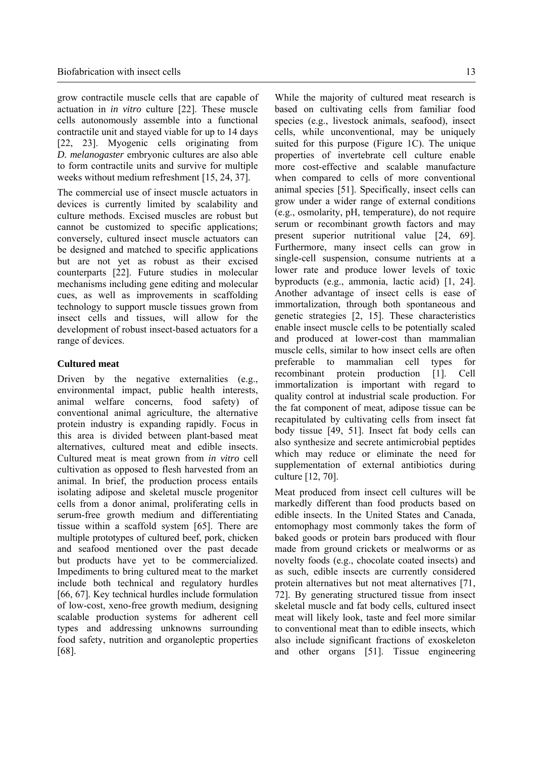grow contractile muscle cells that are capable of actuation in *in vitro* culture [22]. These muscle cells autonomously assemble into a functional contractile unit and stayed viable for up to 14 days [22, 23]. Myogenic cells originating from *D. melanogaster* embryonic cultures are also able to form contractile units and survive for multiple weeks without medium refreshment [15, 24, 37].

The commercial use of insect muscle actuators in devices is currently limited by scalability and culture methods. Excised muscles are robust but cannot be customized to specific applications; conversely, cultured insect muscle actuators can be designed and matched to specific applications but are not yet as robust as their excised counterparts [22]. Future studies in molecular mechanisms including gene editing and molecular cues, as well as improvements in scaffolding technology to support muscle tissues grown from insect cells and tissues, will allow for the development of robust insect-based actuators for a range of devices.

### Cultured meat

Driven by the negative externalities (e.g., environmental impact, public health interests, animal welfare concerns, food safety) of conventional animal agriculture, the alternative protein industry is expanding rapidly. Focus in this area is divided between plant-based meat alternatives, cultured meat and edible insects. Cultured meat is meat grown from *in vitro* cell cultivation as opposed to flesh harvested from an animal. In brief, the production process entails isolating adipose and skeletal muscle progenitor cells from a donor animal, proliferating cells in serum-free growth medium and differentiating tissue within a scaffold system [65]. There are multiple prototypes of cultured beef, pork, chicken and seafood mentioned over the past decade but products have yet to be commercialized. Impediments to bring cultured meat to the market include both technical and regulatory hurdles [66, 67]. Key technical hurdles include formulation of low-cost, xeno-free growth medium, designing scalable production systems for adherent cell types and addressing unknowns surrounding food safety, nutrition and organoleptic properties [68].

While the majority of cultured meat research is based on cultivating cells from familiar food species (e.g., livestock animals, seafood), insect cells, while unconventional, may be uniquely suited for this purpose (Figure 1C). The unique properties of invertebrate cell culture enable more cost-effective and scalable manufacture when compared to cells of more conventional animal species [51]. Specifically, insect cells can grow under a wider range of external conditions (e.g., osmolarity, pH, temperature), do not require serum or recombinant growth factors and may present superior nutritional value [24, 69]. Furthermore, many insect cells can grow in single-cell suspension, consume nutrients at a lower rate and produce lower levels of toxic byproducts (e.g., ammonia, lactic acid) [1, 24]. Another advantage of insect cells is ease of immortalization, through both spontaneous and genetic strategies [2, 15]. These characteristics enable insect muscle cells to be potentially scaled and produced at lower-cost than mammalian muscle cells, similar to how insect cells are often preferable to mammalian cell types for recombinant protein production [1]. Cell immortalization is important with regard to quality control at industrial scale production. For the fat component of meat, adipose tissue can be recapitulated by cultivating cells from insect fat body tissue [49, 51]. Insect fat body cells can also synthesize and secrete antimicrobial peptides which may reduce or eliminate the need for supplementation of external antibiotics during culture [12, 70].

Meat produced from insect cell cultures will be markedly different than food products based on edible insects. In the United States and Canada, entomophagy most commonly takes the form of baked goods or protein bars produced with flour made from ground crickets or mealworms or as novelty foods (e.g., chocolate coated insects) and as such, edible insects are currently considered protein alternatives but not meat alternatives [71, 72]. By generating structured tissue from insect skeletal muscle and fat body cells, cultured insect meat will likely look, taste and feel more similar to conventional meat than to edible insects, which also include significant fractions of exoskeleton and other organs [51]. Tissue engineering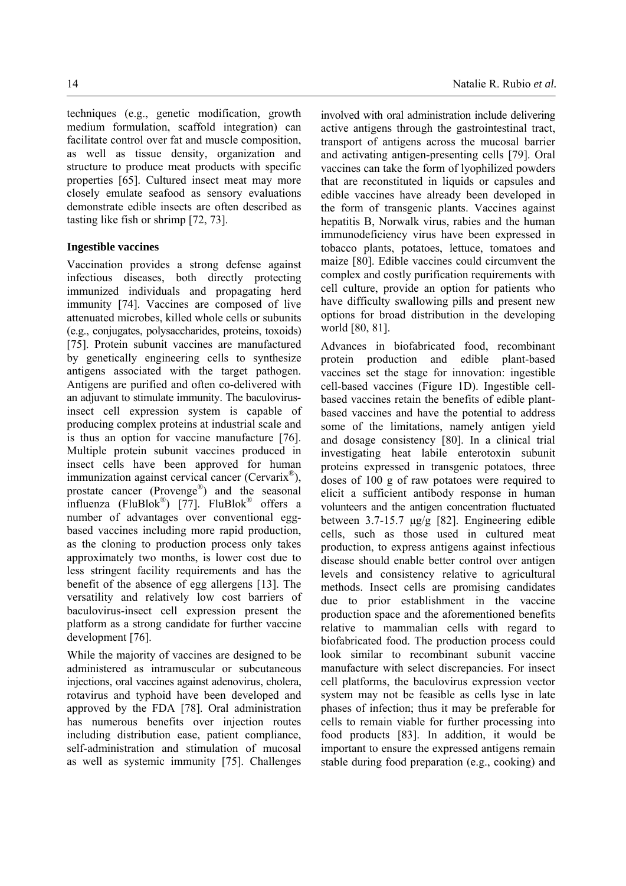techniques (e.g., genetic modification, growth medium formulation, scaffold integration) can facilitate control over fat and muscle composition, as well as tissue density, organization and structure to produce meat products with specific properties [65]. Cultured insect meat may more closely emulate seafood as sensory evaluations demonstrate edible insects are often described as tasting like fish or shrimp [72, 73].

**Ingestible vaccines**

Vaccination provides a strong defense against infectious diseases, both directly protecting immunized individuals and propagating herd immunity [74]. Vaccines are composed of live attenuated microbes, killed whole cells or subunits (e.g., conjugates, polysaccharides, proteins, toxoids) [75]. Protein subunit vaccines are manufactured by genetically engineering cells to synthesize antigens associated with the target pathogen. Antigens are purified and often co-delivered with an adjuvant to stimulate immunity. The baculovirus-insect cell expression system is capable of producing complex proteins at industrial scale and is thus an option for vaccine manufacture [76]. Multiple protein subunit vaccines produced in insect cells have been approved for human immunization against cervical cancer (Cervarix®), prostate cancer (Provenge®) and the seasonal influenza (FluBlok®) [77]. FluBlok® offers a number of advantages over conventional egg-based vaccines including more rapid production, as the cloning to production process only takes approximately two months, is lower cost due to less stringent facility requirements and has the benefit of the absence of egg allergens [13]. The versatility and relatively low cost barriers of baculovirus-insect cell expression present the platform as a strong candidate for further vaccine development [76].

While the majority of vaccines are designed to be administered as intramuscular or subcutaneous injections, oral vaccines against adenovirus, cholera, rotavirus and typhoid have been developed and approved by the FDA [78]. Oral administration has numerous benefits over injection routes including distribution ease, patient compliance, self-administration and stimulation of mucosal as well as systemic immunity [75]. Challenges involved with oral administration include delivering active antigens through the gastrointestinal tract, transport of antigens across the mucosal barrier and activating antigen-presenting cells [79]. Oral vaccines can take the form of lyophilized powders that are reconstituted in liquids or capsules and edible vaccines have already been developed in the form of transgenic plants. Vaccines against hepatitis B, Norwalk virus, rabies and the human immunodeficiency virus have been expressed in tobacco plants, potatoes, lettuce, tomatoes and maize [80]. Edible vaccines could circumvent the complex and costly purification requirements with cell culture, provide an option for patients who have difficulty swallowing pills and present new options for broad distribution in the developing world [80, 81].

Advances in biofabricated food, recombinant protein production and edible plant-based vaccines set the stage for innovation: ingestible cell-based vaccines (Figure 1D). Ingestible cell-based vaccines retain the benefits of edible plant-based vaccines and have the potential to address some of the limitations, namely antigen yield and dosage consistency [80]. In a clinical trial investigating heat labile enterotoxin subunit proteins expressed in transgenic potatoes, three doses of 100 g of raw potatoes were required to elicit a sufficient antibody response in human volunteers and the antigen concentration fluctuated between 3.7-15.7 μg/g [82]. Engineering edible cells, such as those used in cultured meat production, to express antigens against infectious disease should enable better control over antigen levels and consistency relative to agricultural methods. Insect cells are promising candidates due to prior establishment in the vaccine production space and the aforementioned benefits relative to mammalian cells with regard to biofabricated food. The production process could look similar to recombinant subunit vaccine manufacture with select discrepancies. For insect cell platforms, the baculovirus expression vector system may not be feasible as cells lyse in late phases of infection; thus it may be preferable for cells to remain viable for further processing into food products [83]. In addition, it would be important to ensure the expressed antigens remain stable during food preparation (e.g., cooking) and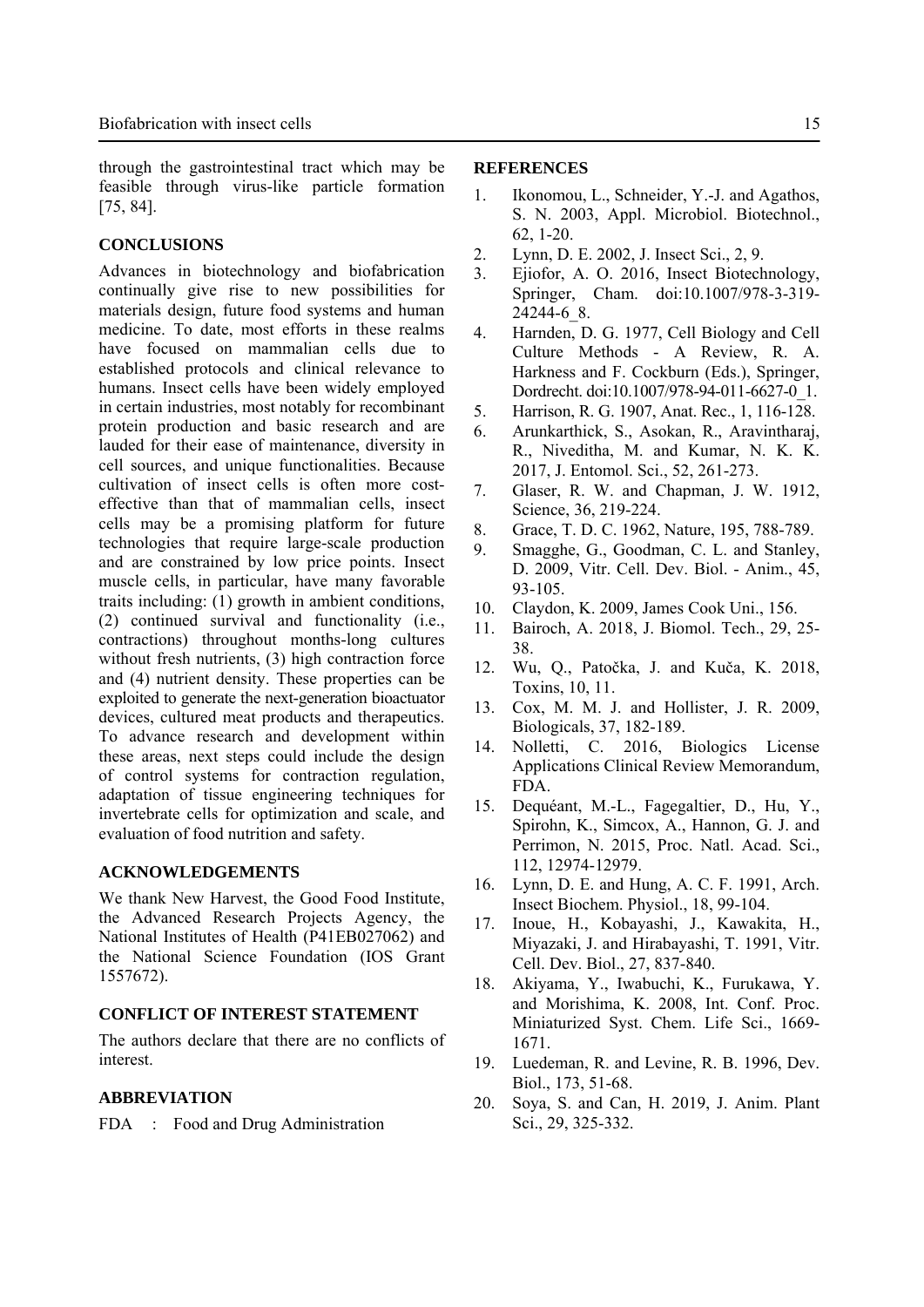through the gastrointestinal tract which may be feasible through virus-like particle formation [75, 84].

## CONCLUSIONS

Advances in biotechnology and biofabrication continually give rise to new possibilities for materials design, future food systems and human medicine. To date, most efforts in these realms have focused on mammalian cells due to established protocols and clinical relevance to humans. Insect cells have been widely employed in certain industries, most notably for recombinant protein production and basic research and are lauded for their ease of maintenance, diversity in cell sources, and unique functionalities. Because cultivation of insect cells is often more cost-effective than that of mammalian cells, insect cells may be a promising platform for future technologies that require large-scale production and are constrained by low price points. Insect muscle cells, in particular, have many favorable traits including: (1) growth in ambient conditions, (2) continued survival and functionality (i.e., contractions) throughout months-long cultures without fresh nutrients, (3) high contraction force and (4) nutrient density. These properties can be exploited to generate the next-generation bioactuator devices, cultured meat products and therapeutics. To advance research and development within these areas, next steps could include the design of control systems for contraction regulation, adaptation of tissue engineering techniques for invertebrate cells for optimization and scale, and evaluation of food nutrition and safety.

## ACKNOWLEDGEMENTS

We thank New Harvest, the Good Food Institute, the Advanced Research Projects Agency, the National Institutes of Health (P41EB027062) and the National Science Foundation (IOS Grant 1557672).

## CONFLICT OF INTEREST STATEMENT

The authors declare that there are no conflicts of interest.

## ABBREVIATION

FDA : Food and Drug Administration

## REFERENCES

1. Ikonomou, L., Schneider, Y.-J. and Agathos, S. N. 2003, Appl. Microbiol. Biotechnol., 62, 1-20.
2. Lynn, D. E. 2002, J. Insect Sci., 2, 9.
3. Ejiofor, A. O. 2016, Insect Biotechnology, Springer, Cham. doi:10.1007/978-3-319-24244-6_8.
4. Harnden, D. G. 1977, Cell Biology and Cell Culture Methods - A Review, R. A. Harkness and F. Cockburn (Eds.), Springer, Dordrecht. doi:10.1007/978-94-011-6627-0_1.
5. Harrison, R. G. 1907, Anat. Rec., 1, 116-128.
6. Arunkarthick, S., Asokan, R., Aravintharaj, R., Niveditha, M. and Kumar, N. K. K. 2017, J. Entomol. Sci., 52, 261-273.
7. Glaser, R. W. and Chapman, J. W. 1912, Science, 36, 219-224.
8. Grace, T. D. C. 1962, Nature, 195, 788-789.
9. Smagghe, G., Goodman, C. L. and Stanley, D. 2009, Vitr. Cell. Dev. Biol. - Anim., 45, 93-105.
10. Claydon, K. 2009, James Cook Uni., 156.
11. Bairoch, A. 2018, J. Biomol. Tech., 29, 25-38.
12. Wu, Q., Patočka, J. and Kuča, K. 2018, Toxins, 10, 11.
13. Cox, M. M. J. and Hollister, J. R. 2009, Biologicals, 37, 182-189.
14. Nolletti, C. 2016, Biologics License Applications Clinical Review Memorandum, FDA.
15. Dequéant, M.-L., Fagegaltier, D., Hu, Y., Spirohn, K., Simcox, A., Hannon, G. J. and Perrimon, N. 2015, Proc. Natl. Acad. Sci., 112, 12974-12979.
16. Lynn, D. E. and Hung, A. C. F. 1991, Arch. Insect Biochem. Physiol., 18, 99-104.
17. Inoue, H., Kobayashi, J., Kawakita, H., Miyazaki, J. and Hirabayashi, T. 1991, Vitr. Cell. Dev. Biol., 27, 837-840.
18. Akiyama, Y., Iwabuchi, K., Furukawa, Y. and Morishima, K. 2008, Int. Conf. Proc. Miniaturized Syst. Chem. Life Sci., 1669-1671.
19. Luedeman, R. and Levine, R. B. 1996, Dev. Biol., 173, 51-68.
20. Soya, S. and Can, H. 2019, J. Anim. Plant Sci., 29, 325-332.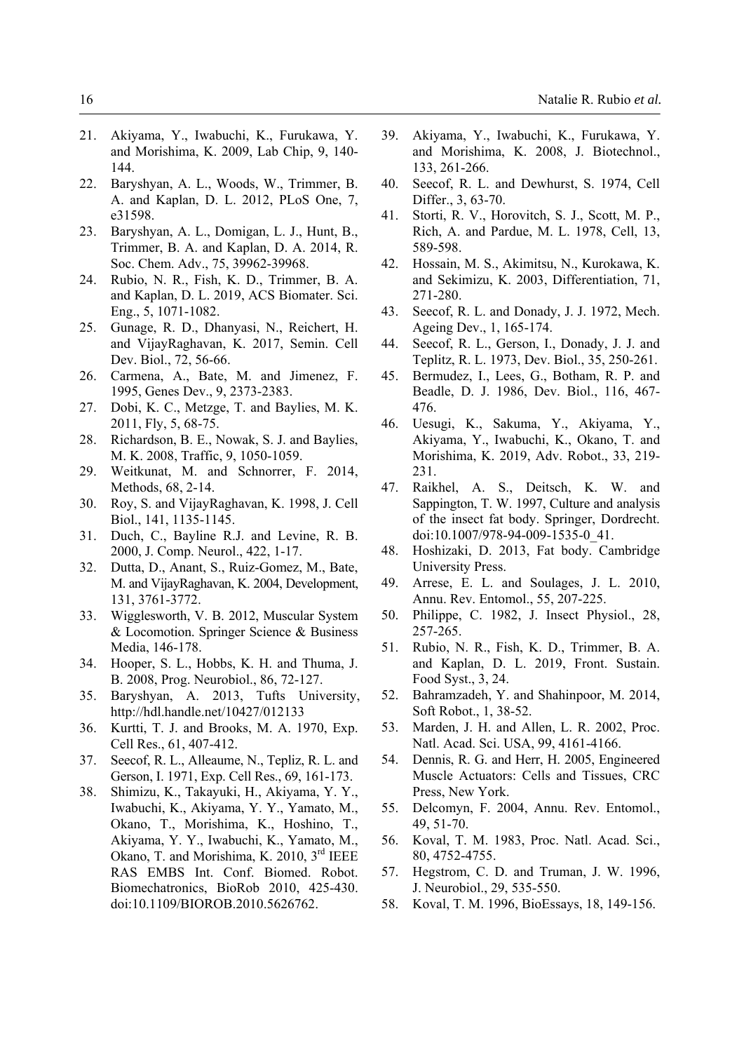21. Akiyama, Y., Iwabuchi, K., Furukawa, Y. and Morishima, K. 2009, Lab Chip, 9, 140-144.
22. Baryshyan, A. L., Woods, W., Trimmer, B. A. and Kaplan, D. L. 2012, PLoS One, 7, e31598.
23. Baryshyan, A. L., Domigan, L. J., Hunt, B., Trimmer, B. A. and Kaplan, D. A. 2014, R. Soc. Chem. Adv., 75, 39962-39968.
24. Rubio, N. R., Fish, K. D., Trimmer, B. A. and Kaplan, D. L. 2019, ACS Biomater. Sci. Eng., 5, 1071-1082.
25. Gunage, R. D., Dhanyasi, N., Reichert, H. and VijayRaghavan, K. 2017, Semin. Cell Dev. Biol., 72, 56-66.
26. Carmena, A., Bate, M. and Jimenez, F. 1995, Genes Dev., 9, 2373-2383.
27. Dobi, K. C., Metzge, T. and Baylies, M. K. 2011, Fly, 5, 68-75.
28. Richardson, B. E., Nowak, S. J. and Baylies, M. K. 2008, Traffic, 9, 1050-1059.
29. Weitkunat, M. and Schnorrer, F. 2014, Methods, 68, 2-14.
30. Roy, S. and VijayRaghavan, K. 1998, J. Cell Biol., 141, 1135-1145.
31. Duch, C., Bayline R.J. and Levine, R. B. 2000, J. Comp. Neurol., 422, 1-17.
32. Dutta, D., Anant, S., Ruiz-Gomez, M., Bate, M. and VijayRaghavan, K. 2004, Development, 131, 3761-3772.
33. Wigglesworth, V. B. 2012, Muscular System & Locomotion. Springer Science & Business Media, 146-178.
34. Hooper, S. L., Hobbs, K. H. and Thuma, J. B. 2008, Prog. Neurobiol., 86, 72-127.
35. Baryshyan, A. 2013, Tufts University, http://hdl.handle.net/10427/012133
36. Kurtti, T. J. and Brooks, M. A. 1970, Exp. Cell Res., 61, 407-412.
37. Seecof, R. L., Alleaume, N., Tepliz, R. L. and Gerson, I. 1971, Exp. Cell Res., 69, 161-173.
38. Shimizu, K., Takayuki, H., Akiyama, Y. Y., Iwabuchi, K., Akiyama, Y. Y., Yamato, M., Okano, T., Morishima, K., Hoshino, T., Akiyama, Y. Y., Iwabuchi, K., Yamato, M., Okano, T. and Morishima, K. 2010, 3rd IEEE RAS EMBS Int. Conf. Biomed. Robot. Biomechatronics, BioRob 2010, 425-430. doi:10.1109/BIOROB.2010.5626762.
39. Akiyama, Y., Iwabuchi, K., Furukawa, Y. and Morishima, K. 2008, J. Biotechnol., 133, 261-266.
40. Seecof, R. L. and Dewhurst, S. 1974, Cell Differ., 3, 63-70.
41. Storti, R. V., Horovitch, S. J., Scott, M. P., Rich, A. and Pardue, M. L. 1978, Cell, 13, 589-598.
42. Hossain, M. S., Akimitsu, N., Kurokawa, K. and Sekimizu, K. 2003, Differentiation, 71, 271-280.
43. Seecof, R. L. and Donady, J. J. 1972, Mech. Ageing Dev., 1, 165-174.
44. Seecof, R. L., Gerson, I., Donady, J. J. and Teplitz, R. L. 1973, Dev. Biol., 35, 250-261.
45. Bermudez, I., Lees, G., Botham, R. P. and Beadle, D. J. 1986, Dev. Biol., 116, 467-476.
46. Uesugi, K., Sakuma, Y., Akiyama, Y., Akiyama, Y., Iwabuchi, K., Okano, T. and Morishima, K. 2019, Adv. Robot., 33, 219-231.
47. Raikhel, A. S., Deitsch, K. W. and Sappington, T. W. 1997, Culture and analysis of the insect fat body. Springer, Dordrecht. doi:10.1007/978-94-009-1535-0_41.
48. Hoshizaki, D. 2013, Fat body. Cambridge University Press.
49. Arrese, E. L. and Soulages, J. L. 2010, Annu. Rev. Entomol., 55, 207-225.
50. Philippe, C. 1982, J. Insect Physiol., 28, 257-265.
51. Rubio, N. R., Fish, K. D., Trimmer, B. A. and Kaplan, D. L. 2019, Front. Sustain. Food Syst., 3, 24.
52. Bahramzadeh, Y. and Shahinpoor, M. 2014, Soft Robot., 1, 38-52.
53. Marden, J. H. and Allen, L. R. 2002, Proc. Natl. Acad. Sci. USA, 99, 4161-4166.
54. Dennis, R. G. and Herr, H. 2005, Engineered Muscle Actuators: Cells and Tissues, CRC Press, New York.
55. Delcomyn, F. 2004, Annu. Rev. Entomol., 49, 51-70.
56. Koval, T. M. 1983, Proc. Natl. Acad. Sci., 80, 4752-4755.
57. Hegstrom, C. D. and Truman, J. W. 1996, J. Neurobiol., 29, 535-550.
58. Koval, T. M. 1996, BioEssays, 18, 149-156.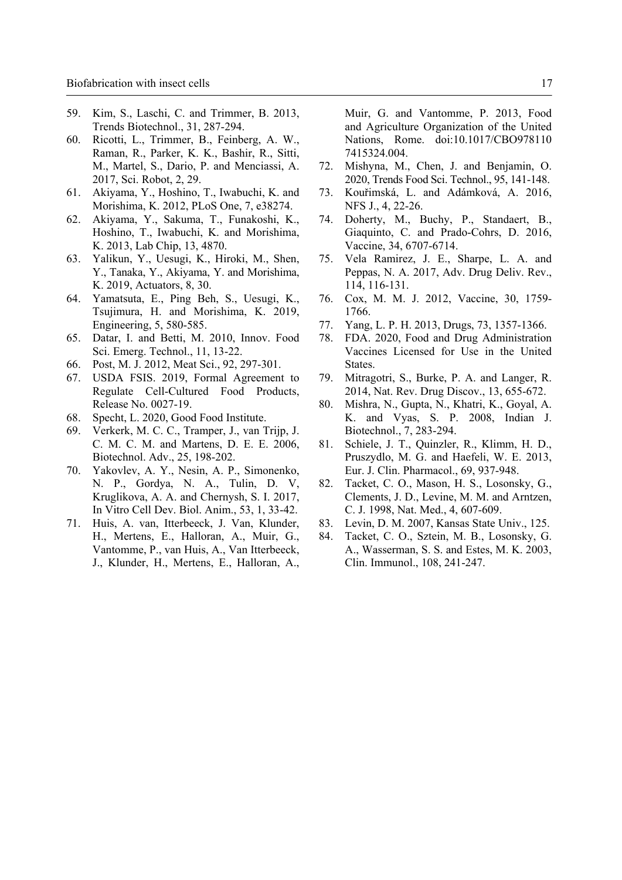59. Kim, S., Laschi, C. and Trimmer, B. 2013, Trends Biotechnol., 31, 287-294.
60. Ricotti, L., Trimmer, B., Feinberg, A. W., Raman, R., Parker, K. K., Bashir, R., Sitti, M., Martel, S., Dario, P. and Menciassi, A. 2017, Sci. Robot, 2, 29.
61. Akiyama, Y., Hoshino, T., Iwabuchi, K. and Morishima, K. 2012, PLoS One, 7, e38274.
62. Akiyama, Y., Sakuma, T., Funakoshi, K., Hoshino, T., Iwabuchi, K. and Morishima, K. 2013, Lab Chip, 13, 4870.
63. Yalikun, Y., Uesugi, K., Hiroki, M., Shen, Y., Tanaka, Y., Akiyama, Y. and Morishima, K. 2019, Actuators, 8, 30.
64. Yamatsuta, E., Ping Beh, S., Uesugi, K., Tsujimura, H. and Morishima, K. 2019, Engineering, 5, 580-585.
65. Datar, I. and Betti, M. 2010, Innov. Food Sci. Emerg. Technol., 11, 13-22.
66. Post, M. J. 2012, Meat Sci., 92, 297-301.
67. USDA FSIS. 2019, Formal Agreement to Regulate Cell-Cultured Food Products, Release No. 0027-19.
68. Specht, L. 2020, Good Food Institute.
69. Verkerk, M. C. C., Tramper, J., van Trijp, J. C. M. C. M. and Martens, D. E. E. 2006, Biotechnol. Adv., 25, 198-202.
70. Yakovlev, A. Y., Nesin, A. P., Simonenko, N. P., Gordya, N. A., Tulin, D. V, Kruglikova, A. A. and Chernysh, S. I. 2017, In Vitro Cell Dev. Biol. Anim., 53, 1, 33-42.
71. Huis, A. van, Itterbeeck, J. Van, Klunder, H., Mertens, E., Halloran, A., Muir, G., Vantomme, P., van Huis, A., Van Itterbeeck, J., Klunder, H., Mertens, E., Halloran, A., Muir, G. and Vantomme, P. 2013, Food and Agriculture Organization of the United Nations, Rome. doi:10.1017/CBO9781107415324.004.
72. Mishyna, M., Chen, J. and Benjamin, O. 2020, Trends Food Sci. Technol., 95, 141-148.
73. Kouřimská, L. and Adámková, A. 2016, NFS J., 4, 22-26.
74. Doherty, M., Buchy, P., Standaert, B., Giaquinto, C. and Prado-Cohrs, D. 2016, Vaccine, 34, 6707-6714.
75. Vela Ramirez, J. E., Sharpe, L. A. and Peppas, N. A. 2017, Adv. Drug Deliv. Rev., 114, 116-131.
76. Cox, M. M. J. 2012, Vaccine, 30, 1759-1766.
77. Yang, L. P. H. 2013, Drugs, 73, 1357-1366.
78. FDA. 2020, Food and Drug Administration Vaccines Licensed for Use in the United States.
79. Mitragotri, S., Burke, P. A. and Langer, R. 2014, Nat. Rev. Drug Discov., 13, 655-672.
80. Mishra, N., Gupta, N., Khatri, K., Goyal, A. K. and Vyas, S. P. 2008, Indian J. Biotechnol., 7, 283-294.
81. Schiele, J. T., Quinzler, R., Klimm, H. D., Pruszydlo, M. G. and Haefeli, W. E. 2013, Eur. J. Clin. Pharmacol., 69, 937-948.
82. Tacket, C. O., Mason, H. S., Losonsky, G., Clements, J. D., Levine, M. M. and Arntzen, C. J. 1998, Nat. Med., 4, 607-609.
83. Levin, D. M. 2007, Kansas State Univ., 125.
84. Tacket, C. O., Sztein, M. B., Losonsky, G. A., Wasserman, S. S. and Estes, M. K. 2003, Clin. Immunol., 108, 241-247.